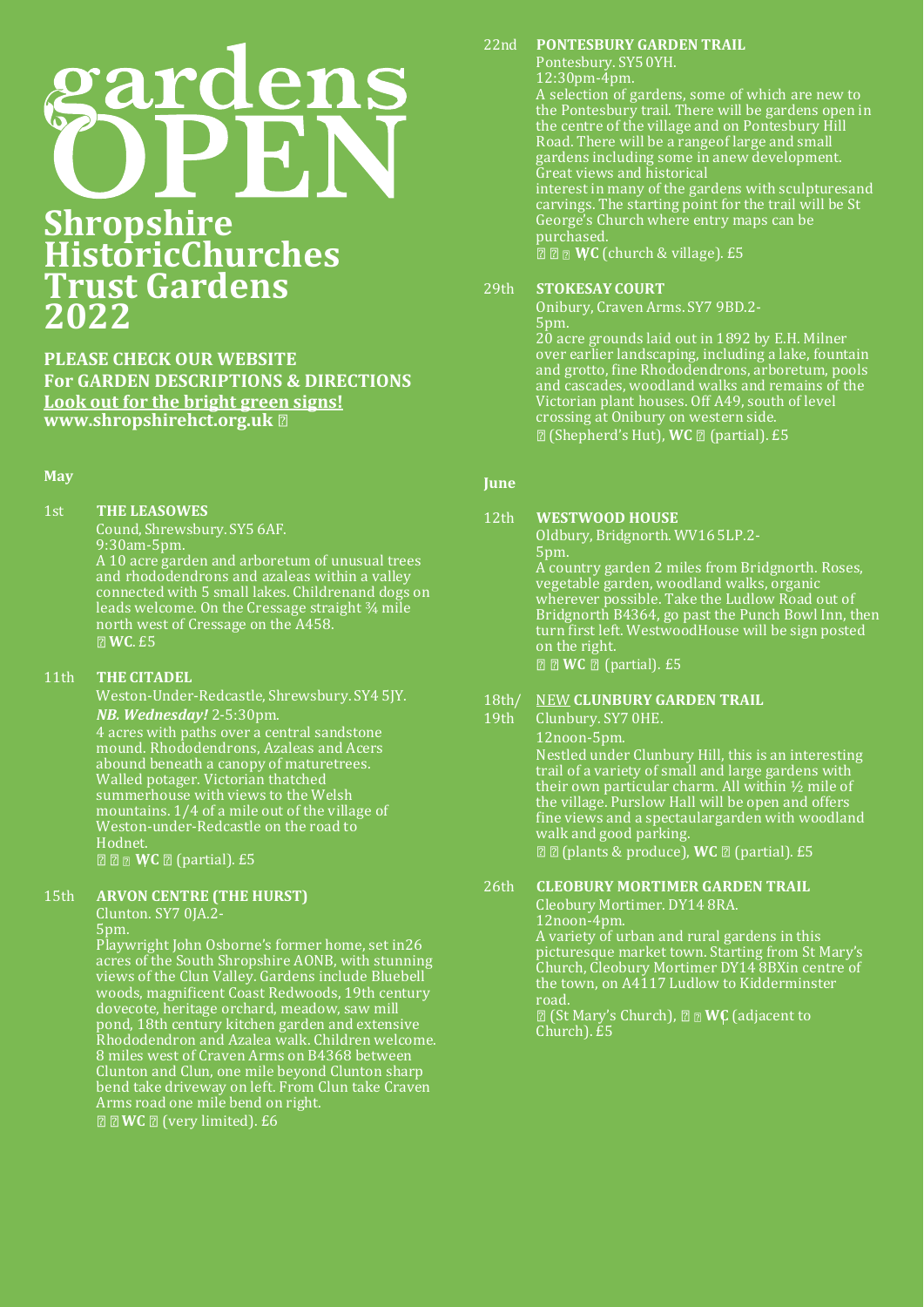# gardens OPEN

# Shropshire HistoricChurches Trust Gardens 2022

**PLEASE CHECK OUR WEBSITE**
**For GARDEN DESCRIPTIONS & DIRECTIONS**
**Look out for the bright green signs!**
**www.shropshirehct.org.uk**

## May

**1st THE LEASOWES**
Cound, Shrewsbury. SY5 6AF.
9:30am-5pm.
A 10 acre garden and arboretum of unusual trees and rhododendrons and azaleas within a valley connected with 5 small lakes. Childrenand dogs on leads welcome. On the Cressage straight ¾ mile north west of Cressage on the A458.
**WC**. £5

**11th THE CITADEL**
Weston-Under-Redcastle, Shrewsbury. SY4 5JY.
***NB. Wednesday!*** 2-5:30pm.
4 acres with paths over a central sandstone mound. Rhododendrons, Azaleas and Acers abound beneath a canopy of maturetrees. Walled potager. Victorian thatched summerhouse with views to the Welsh mountains. 1/4 of a mile out of the village of Weston-under-Redcastle on the road to Hodnet.
**WC** (partial). £5

**15th ARVON CENTRE (THE HURST)**
Clunton. SY7 0JA.2-5pm.
Playwright John Osborne's former home, set in26 acres of the South Shropshire AONB, with stunning views of the Clun Valley. Gardens include Bluebell woods, magnificent Coast Redwoods, 19th century dovecote, heritage orchard, meadow, saw mill pond, 18th century kitchen garden and extensive Rhododendron and Azalea walk. Children welcome. 8 miles west of Craven Arms on B4368 between Clunton and Clun, one mile beyond Clunton sharp bend take driveway on left. From Clun take Craven Arms road one mile bend on right.
**WC** (very limited). £6

**22nd PONTESBURY GARDEN TRAIL**
Pontesbury. SY5 0YH.
12:30pm-4pm.
A selection of gardens, some of which are new to the Pontesbury trail. There will be gardens open in the centre of the village and on Pontesbury Hill Road. There will be a rangeof large and small gardens including some in anew development. Great views and historical interest in many of the gardens with sculpturesand carvings. The starting point for the trail will be St George's Church where entry maps can be purchased.
**WC** (church & village). £5

**29th STOKESAY COURT**
Onibury, Craven Arms. SY7 9BD.2-5pm.
20 acre grounds laid out in 1892 by E.H. Milner over earlier landscaping, including a lake, fountain and grotto, fine Rhododendrons, arboretum, pools and cascades, woodland walks and remains of the Victorian plant houses. Off A49, south of level crossing at Onibury on western side.
(Shepherd's Hut), **WC** (partial). £5

## June

**12th WESTWOOD HOUSE**
Oldbury, Bridgnorth. WV16 5LP.2-5pm.
A country garden 2 miles from Bridgnorth. Roses, vegetable garden, woodland walks, organic wherever possible. Take the Ludlow Road out of Bridgnorth B4364, go past the Punch Bowl Inn, then turn first left. WestwoodHouse will be sign posted on the right.
**WC** (partial). £5

**18th/19th** NEW **CLUNBURY GARDEN TRAIL**
Clunbury. SY7 0HE.
12noon-5pm.
Nestled under Clunbury Hill, this is an interesting trail of a variety of small and large gardens with their own particular charm. All within ½ mile of the village. Purslow Hall will be open and offers fine views and a spectaculargarden with woodland walk and good parking.
(plants & produce), **WC** (partial). £5

**26th CLEOBURY MORTIMER GARDEN TRAIL**
Cleobury Mortimer. DY14 8RA.
12noon-4pm.
A variety of urban and rural gardens in this picturesque market town. Starting from St Mary's Church, Cleobury Mortimer DY14 8BXin centre of the town, on A4117 Ludlow to Kidderminster road.
(St Mary's Church), **WC** (adjacent to Church). £5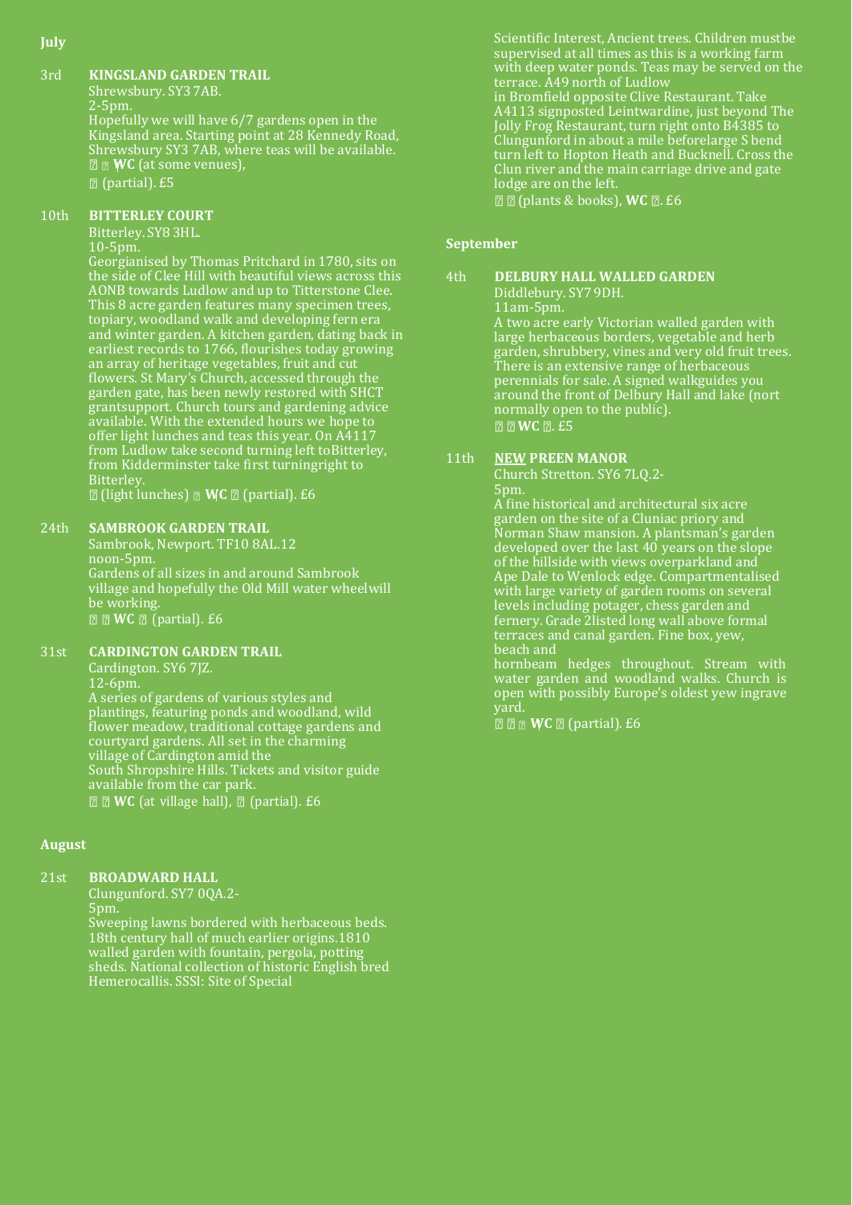## July

**3rd** **KINGSLAND GARDEN TRAIL**

Shrewsbury. SY3 7AB.
2-5pm.
Hopefully we will have 6/7 gardens open in the Kingsland area. Starting point at 28 Kennedy Road, Shrewsbury SY3 7AB, where teas will be available.
� � **WC** (at some venues),
� (partial). £5

**10th** **BITTERLEY COURT**

Bitterley. SY8 3HL.
10-5pm.
Georgianised by Thomas Pritchard in 1780, sits on the side of Clee Hill with beautiful views across this AONB towards Ludlow and up to Titterstone Clee. This 8 acre garden features many specimen trees, topiary, woodland walk and developing fern era and winter garden. A kitchen garden, dating back in earliest records to 1766, flourishes today growing an array of heritage vegetables, fruit and cut flowers. St Mary's Church, accessed through the garden gate, has been newly restored with SHCT grantsupport. Church tours and gardening advice available. With the extended hours we hope to offer light lunches and teas this year. On A4117 from Ludlow take second turning left toBitterley, from Kidderminster take first turningright to Bitterley.
� (light lunches) � **WC** � (partial). £6

**24th** **SAMBROOK GARDEN TRAIL**

Sambrook, Newport. TF10 8AL.12 noon-5pm.
Gardens of all sizes in and around Sambrook village and hopefully the Old Mill water wheelwill be working.
� � **WC** � (partial). £6

**31st** **CARDINGTON GARDEN TRAIL**

Cardington. SY6 7JZ.
12-6pm.
A series of gardens of various styles and plantings, featuring ponds and woodland, wild flower meadow, traditional cottage gardens and courtyard gardens. All set in the charming village of Cardington amid the
South Shropshire Hills. Tickets and visitor guide available from the car park.
� � **WC** (at village hall), � (partial). £6

## August

**21st** **BROADWARD HALL**

Clungunford. SY7 0QA.2-5pm.
Sweeping lawns bordered with herbaceous beds. 18th century hall of much earlier origins.1810 walled garden with fountain, pergola, potting sheds. National collection of historic English bred Hemerocallis. SSSI: Site of Special Scientific Interest, Ancient trees. Children mustbe supervised at all times as this is a working farm with deep water ponds. Teas may be served on the terrace. A49 north of Ludlow
in Bromfield opposite Clive Restaurant. Take A4113 signposted Leintwardine, just beyond The Jolly Frog Restaurant, turn right onto B4385 to Clungunford in about a mile beforelarge S bend turn left to Hopton Heath and Bucknell. Cross the Clun river and the main carriage drive and gate lodge are on the left.
� � (plants & books), **WC** �. £6

## September

**4th** **DELBURY HALL WALLED GARDEN**

Diddlebury. SY7 9DH.
11am-5pm.
A two acre early Victorian walled garden with large herbaceous borders, vegetable and herb garden, shrubbery, vines and very old fruit trees. There is an extensive range of herbaceous perennials for sale. A signed walkguides you around the front of Delbury Hall and lake (nort normally open to the public).
� � **WC** �. £5

**11th** **<u>NEW</u> PREEN MANOR**

Church Stretton. SY6 7LQ.2-5pm.
A fine historical and architectural six acre garden on the site of a Cluniac priory and Norman Shaw mansion. A plantsman's garden developed over the last 40 years on the slope of the hillside with views overparkland and Ape Dale to Wenlock edge. Compartmentalised with large variety of garden rooms on several levels including potager, chess garden and fernery. Grade 2listed long wall above formal terraces and canal garden. Fine box, yew, beach and
hornbeam hedges throughout. Stream with water garden and woodland walks. Church is open with possibly Europe's oldest yew ingrave yard.
� � � **WC** � (partial). £6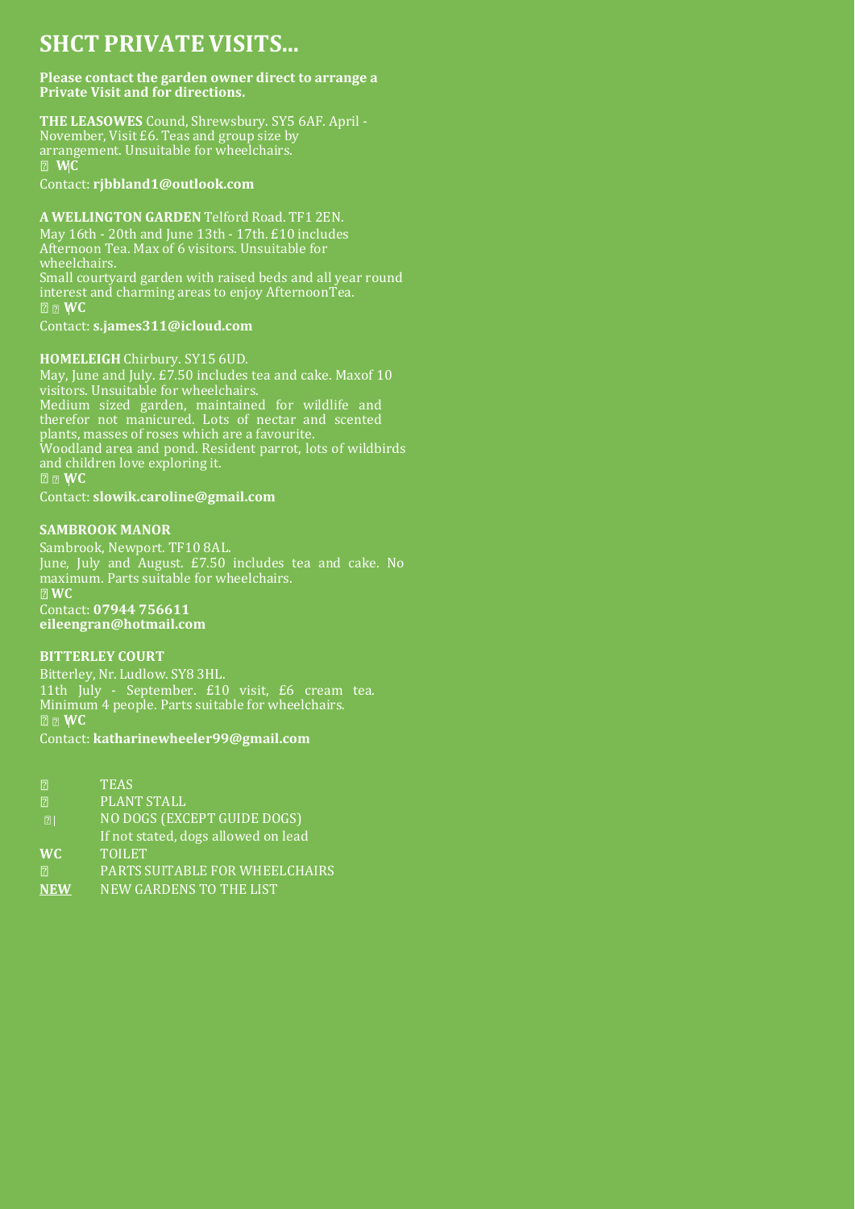# SHCT PRIVATE VISITS...

**Please contact the garden owner direct to arrange a Private Visit and for directions.**

**THE LEASOWES** Cound, Shrewsbury. SY5 6AF. April - November, Visit £6. Teas and group size by arrangement. Unsuitable for wheelchairs.

**WC**

Contact: **rjbbland1@outlook.com**

**A WELLINGTON GARDEN** Telford Road. TF1 2EN. May 16th - 20th and June 13th - 17th. £10 includes Afternoon Tea. Max of 6 visitors. Unsuitable for wheelchairs.

Small courtyard garden with raised beds and all year round interest and charming areas to enjoy AfternoonTea.

**WC**

Contact: **s.james311@icloud.com**

**HOMELEIGH** Chirbury. SY15 6UD.

May, June and July. £7.50 includes tea and cake. Maxof 10 visitors. Unsuitable for wheelchairs.

Medium sized garden, maintained for wildlife and therefor not manicured. Lots of nectar and scented plants, masses of roses which are a favourite.

Woodland area and pond. Resident parrot, lots of wildbirds and children love exploring it.

**WC**

Contact: **slowik.caroline@gmail.com**

**SAMBROOK MANOR**

Sambrook, Newport. TF10 8AL.

June, July and August. £7.50 includes tea and cake. No maximum. Parts suitable for wheelchairs.

**WC**

Contact: **07944 756611**
**eileengran@hotmail.com**

**BITTERLEY COURT**

Bitterley, Nr. Ludlow. SY8 3HL.

11th July - September. £10 visit, £6 cream tea. Minimum 4 people. Parts suitable for wheelchairs.

**WC**

Contact: **katharinewheeler99@gmail.com**

| | |
|---|---|
| | TEAS |
| | PLANT STALL |
| | NO DOGS (EXCEPT GUIDE DOGS) |
| | If not stated, dogs allowed on lead |
| **WC** | TOILET |
| | PARTS SUITABLE FOR WHEELCHAIRS |
| **NEW** | NEW GARDENS TO THE LIST |